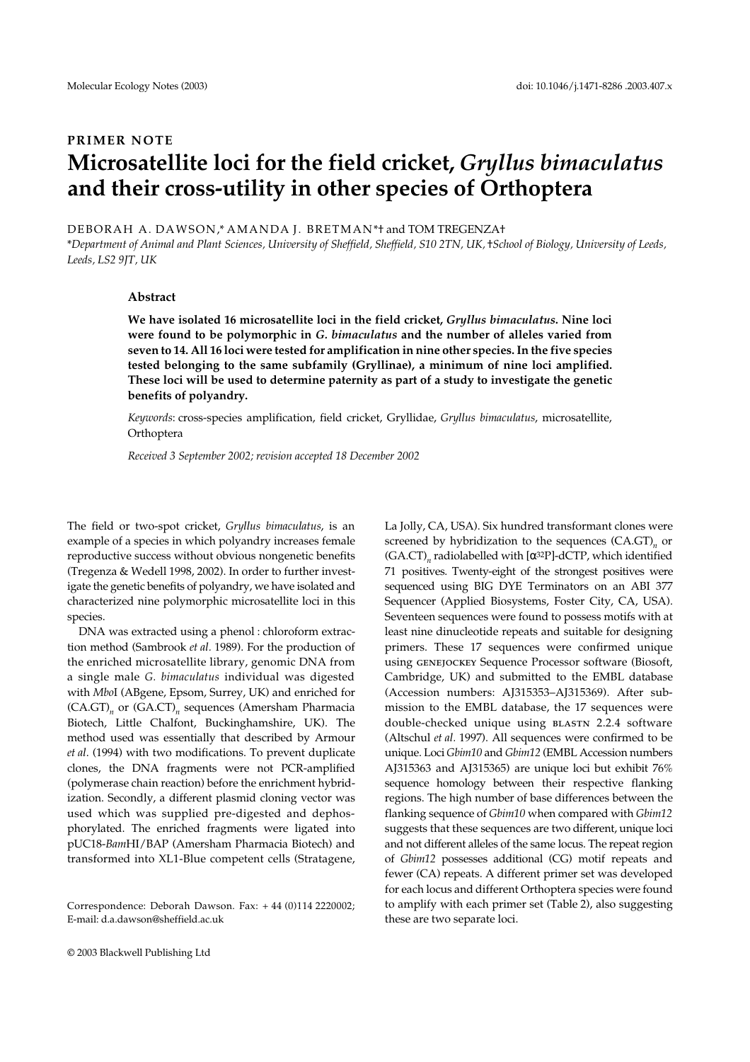PRIMER NOTE

# Microsatellite loci for the field cricket, *Gryllus bimaculatus* and their cross-utility in other species of Orthoptera

DEBORAH A. DAWSON,* AMANDA J. BRETMAN*† and TOM TREGENZA†

*Department of Animal and Plant Sciences, University of Sheffield, Sheffield, S10 2TN, UK, †School of Biology, University of Leeds, Leeds, LS2 9JT, UK

## Abstract

**We have isolated 16 microsatellite loci in the field cricket, *Gryllus bimaculatus*. Nine loci were found to be polymorphic in *G. bimaculatus* and the number of alleles varied from seven to 14. All 16 loci were tested for amplification in nine other species. In the five species tested belonging to the same subfamily (Gryllinae), a minimum of nine loci amplified. These loci will be used to determine paternity as part of a study to investigate the genetic benefits of polyandry.**

*Keywords*: cross-species amplification, field cricket, Gryllidae, *Gryllus bimaculatus*, microsatellite, Orthoptera

*Received 3 September 2002; revision accepted 18 December 2002*

The field or two-spot cricket, *Gryllus bimaculatus*, is an example of a species in which polyandry increases female reproductive success without obvious nongenetic benefits (Tregenza & Wedell 1998, 2002). In order to further investigate the genetic benefits of polyandry, we have isolated and characterized nine polymorphic microsatellite loci in this species.

DNA was extracted using a phenol : chloroform extraction method (Sambrook *et al*. 1989). For the production of the enriched microsatellite library, genomic DNA from a single male *G. bimaculatus* individual was digested with *Mbo*I (ABgene, Epsom, Surrey, UK) and enriched for $(CA.GT)_n$ or $(GA.CT)_n$ sequences (Amersham Pharmacia Biotech, Little Chalfont, Buckinghamshire, UK). The method used was essentially that described by Armour *et al*. (1994) with two modifications. To prevent duplicate clones, the DNA fragments were not PCR-amplified (polymerase chain reaction) before the enrichment hybridization. Secondly, a different plasmid cloning vector was used which was supplied pre-digested and dephosphorylated. The enriched fragments were ligated into pUC18-*Bam*HI/BAP (Amersham Pharmacia Biotech) and transformed into XL1-Blue competent cells (Stratagene, La Jolly, CA, USA). Six hundred transformant clones were screened by hybridization to the sequences $(CA.GT)_n$ or $(GA.CT)_n$ radiolabelled with [$\alpha^{32}$P]-dCTP, which identified 71 positives. Twenty-eight of the strongest positives were sequenced using BIG DYE Terminators on an ABI 377 Sequencer (Applied Biosystems, Foster City, CA, USA). Seventeen sequences were found to possess motifs with at least nine dinucleotide repeats and suitable for designing primers. These 17 sequences were confirmed unique using GENEJOCKEY Sequence Processor software (Biosoft, Cambridge, UK) and submitted to the EMBL database (Accession numbers: AJ315353–AJ315369). After submission to the EMBL database, the 17 sequences were double-checked unique using BLASTN 2.2.4 software (Altschul *et al*. 1997). All sequences were confirmed to be unique. Loci *Gbim10* and *Gbim12* (EMBL Accession numbers AJ315363 and AJ315365) are unique loci but exhibit 76% sequence homology between their respective flanking regions. The high number of base differences between the flanking sequence of *Gbim10* when compared with *Gbim12* suggests that these sequences are two different, unique loci and not different alleles of the same locus. The repeat region of *Gbim12* possesses additional (CG) motif repeats and fewer (CA) repeats. A different primer set was developed for each locus and different Orthoptera species were found to amplify with each primer set (Table 2), also suggesting these are two separate loci.

Correspondence: Deborah Dawson. Fax: + 44 (0)114 2220002; E-mail: d.a.dawson@sheffield.ac.uk

© 2003 Blackwell Publishing Ltd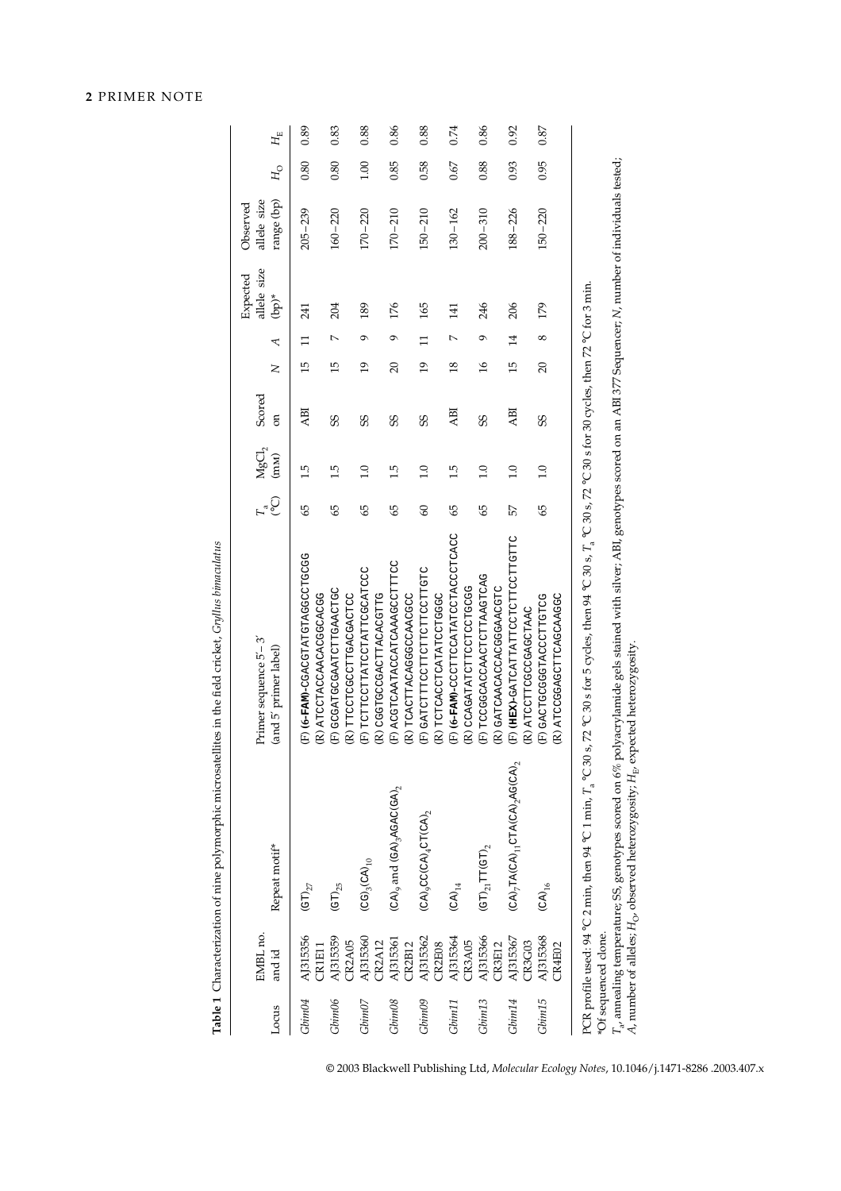**Table 1** Characterization of nine polymorphic microsatellites in the field cricket, *Gryllus bimaculatus*

| Locus | EMBL no. and id | Repeat motif* | Primer sequence 5′–3′ (and 5′ primer label) | $T_a$ (°C) | $MgCl_2$ (mM) | Scored on | *N* | *A* | Expected allele size (bp)* | Observed allele size range (bp) | $H_O$ | $H_E$ |
|---|---|---|---|---|---|---|---|---|---|---|---|---|
| *Gbim04* | AJ315356 CR1E11 | $(GT)_{27}$ | (F) **(6-FAM)**-CGACGTATGTAGGCCTGCGG (R) ATCCTACCAACACGGCACGG | 65 | 1.5 | ABI | 15 | 11 | 241 | 205–239 | 0.80 | 0.89 |
| *Gbim06* | AJ315359 CR2A05 | $(GT)_{25}$ | (F) GCGATGCGAATCTTGAACTGC (R) TTCCTCGCCTTGACGACTCC | 65 | 1.5 | SS | 15 | 7 | 204 | 160–220 | 0.80 | 0.83 |
| *Gbim07* | AJ315360 CR2A12 | $(CG)_3(CA)_{10}$ | (F) TCTTCCTTATCCTATTCGCATCCC (R) CGGTGCCGACTTACACGTTG | 65 | 1.0 | SS | 19 | 9 | 189 | 170–220 | 1.00 | 0.88 |
| *Gbim08* | AJ315361 CR2B12 | $(CA)_9$ and $(GA)_3AGAC(GA)_2$ | (F) ACGTCAATACCATCAAAGCCTTTCC (R) TCACTTACAGGGCCAACGCC | 65 | 1.5 | SS | 20 | 9 | 176 | 170–210 | 0.85 | 0.86 |
| *Gbim09* | AJ315362 CR2E08 | $(CA)_9CC(CA)_4CT(CA)_2$ | (F) GATCTTTCCTTCTTCCTTGTC (R) TCTCACCTCATATCCTGGGC | 60 | 1.0 | SS | 19 | 11 | 165 | 150–210 | 0.58 | 0.88 |
| *Gbim11* | AJ315364 CR3A05 | $(CA)_{14}$ | (F) **(6-FAM)**-CCCTTCCATATCCTACCCTCACC (R) CCAGATATCTTCCTCCTGCGG | 65 | 1.5 | ABI | 18 | 7 | 141 | 130–162 | 0.67 | 0.74 |
| *Gbim13* | AJ315366 CR3E12 | $(GT)_{21}TT(GT)_2$ | (F) TCCGGCACCAACTCTTAAGTCAG (R) GATCAACACCACGGGAACGTC | 65 | 1.0 | SS | 16 | 9 | 246 | 200–310 | 0.88 | 0.86 |
| *Gbim14* | AJ315367 CR3G03 | $(CA)_7TA(CA)_{11}CTA(CA)_2AG(CA)_2$ | (F) **(HEX)**-GATCATTATTCCTCTTCCTTGTTC (R) ATCCTTCGCCGAGCTAAC | 57 | 1.0 | ABI | 15 | 14 | 206 | 188–226 | 0.93 | 0.92 |
| *Gbim15* | AJ315368 CR4E02 | $(CA)_{16}$ | (F) GACTGCGGGTACCCTTGTCG (R) ATCCGGAGCTTCAGCAAGGC | 65 | 1.0 | SS | 20 | 8 | 179 | 150–220 | 0.95 | 0.87 |

PCR profile used: 94 °C 2 min, then 94 °C 1 min, $T_a$ °C 30 s, 72 °C 30 s for 5 cycles, then 94 °C 30 s, $T_a$ °C 30 s, 72 °C 30 s for 30 cycles, then 72 °C for 3 min.
*Of sequenced clone.
$T_a$, annealing temperature; SS, genotypes scored on 6% polyacrylamide gels stained with silver; ABI, genotypes scored on an ABI 377 Sequencer; *N*, number of individuals tested; *A*, number of alleles; $H_O$, observed heterozygosity; $H_E$, expected heterozygosity.

© 2003 Blackwell Publishing Ltd, *Molecular Ecology Notes*, 10.1046/j.1471-8286 .2003.407.x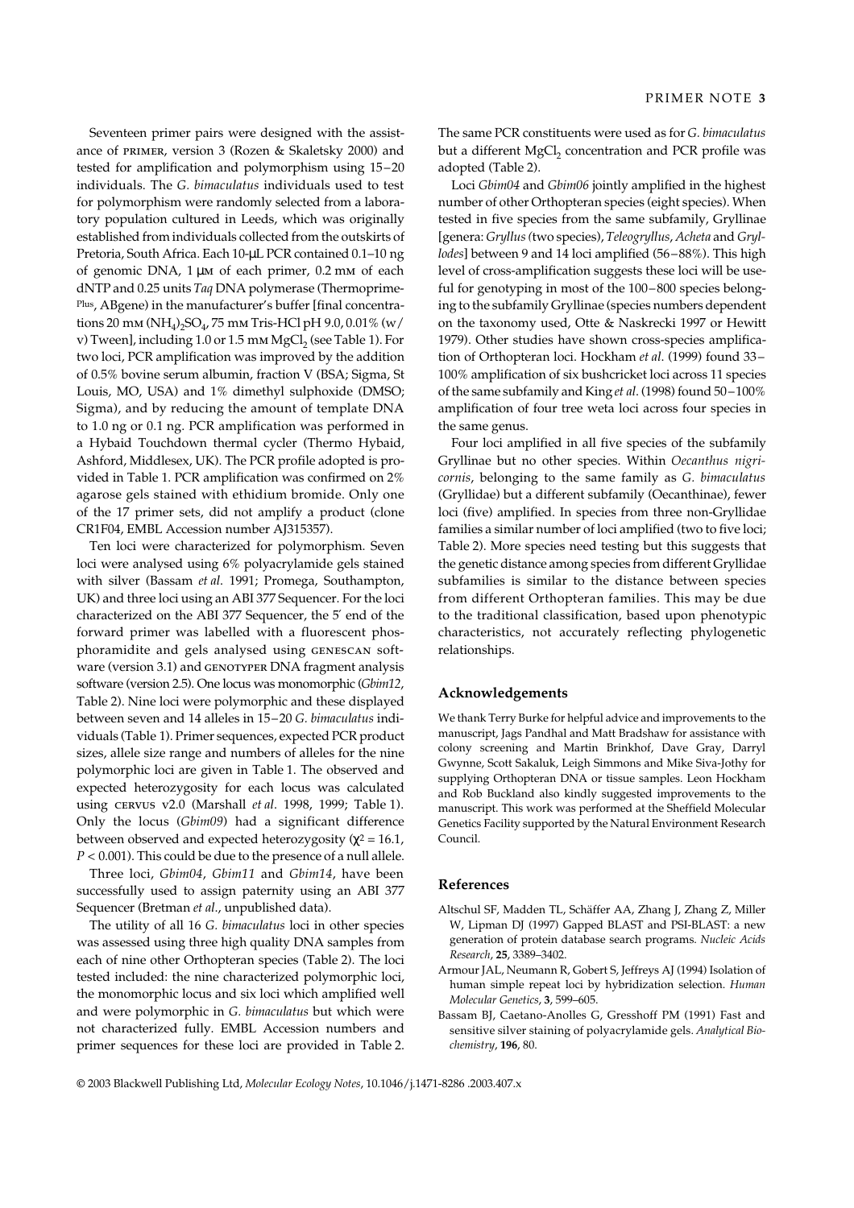Seventeen primer pairs were designed with the assistance of PRIMER, version 3 (Rozen & Skaletsky 2000) and tested for amplification and polymorphism using 15–20 individuals. The *G. bimaculatus* individuals used to test for polymorphism were randomly selected from a laboratory population cultured in Leeds, which was originally established from individuals collected from the outskirts of Pretoria, South Africa. Each 10-μL PCR contained 0.1–10 ng of genomic DNA, 1 μM of each primer, 0.2 mM of each dNTP and 0.25 units *Taq* DNA polymerase (Thermoprime-Plus, ABgene) in the manufacturer's buffer [final concentrations 20 mM $(NH_4)_2SO_4$, 75 mM Tris-HCl pH 9.0, 0.01% (w/v) Tween], including 1.0 or 1.5 mM $MgCl_2$ (see Table 1). For two loci, PCR amplification was improved by the addition of 0.5% bovine serum albumin, fraction V (BSA; Sigma, St Louis, MO, USA) and 1% dimethyl sulphoxide (DMSO; Sigma), and by reducing the amount of template DNA to 1.0 ng or 0.1 ng. PCR amplification was performed in a Hybaid Touchdown thermal cycler (Thermo Hybaid, Ashford, Middlesex, UK). The PCR profile adopted is provided in Table 1. PCR amplification was confirmed on 2% agarose gels stained with ethidium bromide. Only one of the 17 primer sets, did not amplify a product (clone CR1F04, EMBL Accession number AJ315357).

Ten loci were characterized for polymorphism. Seven loci were analysed using 6% polyacrylamide gels stained with silver (Bassam *et al*. 1991; Promega, Southampton, UK) and three loci using an ABI 377 Sequencer. For the loci characterized on the ABI 377 Sequencer, the 5′ end of the forward primer was labelled with a fluorescent phosphoramidite and gels analysed using GENESCAN software (version 3.1) and GENOTYPER DNA fragment analysis software (version 2.5). One locus was monomorphic (*Gbim12*, Table 2). Nine loci were polymorphic and these displayed between seven and 14 alleles in 15–20 *G. bimaculatus* individuals (Table 1). Primer sequences, expected PCR product sizes, allele size range and numbers of alleles for the nine polymorphic loci are given in Table 1. The observed and expected heterozygosity for each locus was calculated using CERVUS v2.0 (Marshall *et al*. 1998, 1999; Table 1). Only the locus (*Gbim09*) had a significant difference between observed and expected heterozygosity ($\chi^2 = 16.1$, $P < 0.001$). This could be due to the presence of a null allele.

Three loci, *Gbim04*, *Gbim11* and *Gbim14*, have been successfully used to assign paternity using an ABI 377 Sequencer (Bretman *et al*., unpublished data).

The utility of all 16 *G. bimaculatus* loci in other species was assessed using three high quality DNA samples from each of nine other Orthopteran species (Table 2). The loci tested included: the nine characterized polymorphic loci, the monomorphic locus and six loci which amplified well and were polymorphic in *G. bimaculatus* but which were not characterized fully. EMBL Accession numbers and primer sequences for these loci are provided in Table 2. The same PCR constituents were used as for *G. bimaculatus* but a different $MgCl_2$ concentration and PCR profile was adopted (Table 2).

Loci *Gbim04* and *Gbim06* jointly amplified in the highest number of other Orthopteran species (eight species). When tested in five species from the same subfamily, Gryllinae [genera: *Gryllus* (two species), *Teleogryllus*, *Acheta* and *Gryllodes*] between 9 and 14 loci amplified (56–88%). This high level of cross-amplification suggests these loci will be useful for genotyping in most of the 100–800 species belonging to the subfamily Gryllinae (species numbers dependent on the taxonomy used, Otte & Naskrecki 1997 or Hewitt 1979). Other studies have shown cross-species amplification of Orthopteran loci. Hockham *et al*. (1999) found 33–100% amplification of six bushcricket loci across 11 species of the same subfamily and King *et al*. (1998) found 50–100% amplification of four tree weta loci across four species in the same genus.

Four loci amplified in all five species of the subfamily Gryllinae but no other species. Within *Oecanthus nigricornis*, belonging to the same family as *G. bimaculatus* (Gryllidae) but a different subfamily (Oecanthinae), fewer loci (five) amplified. In species from three non-Gryllidae families a similar number of loci amplified (two to five loci; Table 2). More species need testing but this suggests that the genetic distance among species from different Gryllidae subfamilies is similar to the distance between species from different Orthopteran families. This may be due to the traditional classification, based upon phenotypic characteristics, not accurately reflecting phylogenetic relationships.

## Acknowledgements

We thank Terry Burke for helpful advice and improvements to the manuscript, Jags Pandhal and Matt Bradshaw for assistance with colony screening and Martin Brinkhof, Dave Gray, Darryl Gwynne, Scott Sakaluk, Leigh Simmons and Mike Siva-Jothy for supplying Orthopteran DNA or tissue samples. Leon Hockham and Rob Buckland also kindly suggested improvements to the manuscript. This work was performed at the Sheffield Molecular Genetics Facility supported by the Natural Environment Research Council.

## References

Altschul SF, Madden TL, Schäffer AA, Zhang J, Zhang Z, Miller W, Lipman DJ (1997) Gapped BLAST and PSI-BLAST: a new generation of protein database search programs. *Nucleic Acids Research*, **25**, 3389–3402.

Armour JAL, Neumann R, Gobert S, Jeffreys AJ (1994) Isolation of human simple repeat loci by hybridization selection. *Human Molecular Genetics*, **3**, 599–605.

Bassam BJ, Caetano-Anolles G, Gresshoff PM (1991) Fast and sensitive silver staining of polyacrylamide gels. *Analytical Biochemistry*, **196**, 80.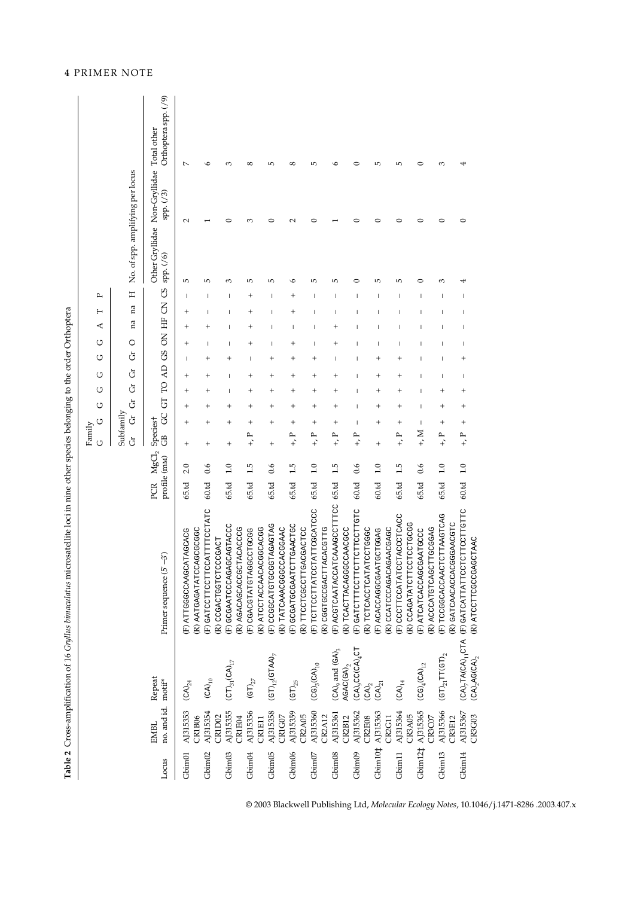**Table 2** Cross-amplification of 16 *Gryllus bimaculatus* microsatellite loci in nine other species belonging to the order Orthoptera

| Locus | EMBL no. and id. | Repeat motif* | Primer sequence (5′–3′) | PCR profile | $MgCl_2$ (mM) | GB | GC | GT | TO | AD | GS | ON | HF | CN | CS | Other Gryllidae spp. (/6) | Non-Gryllidae spp. (/3) | Total other Orthoptera spp. (/9) |
|---|---|---|---|---|---|---|---|---|---|---|---|---|---|---|---|---|---|---|
| | | | | | Family | G | G | G | G | G | G | G | A | T | P | No. of spp. amplifying per locus | | |
| | | | | | Subfamily | Gr | Gr | Gr | Gr | Gr | Gr | O | na | na | H | | | |
| | | | | | Species† | GB | GC | GT | TO | AD | GS | ON | HF | CN | CS | | | |
| Gbim01 | AJ315353 CR1B06 | $(CA)_{24}$ | (F) ATTGGGCCAAGCATAGCACG (R) AATGAGATATCCAGCGCGC | 65.td | 2.0 | + | + | + | + | + | – | + | + | + | – | 5 | 2 | 7 |
| Gbim02 | AJ315354 CR1D02 | $(CA)_{10}$ | (F) GATCCTTCCTTCCATTTTCCTATC (R) CCGACTGGTCTCCCGACT | 60.td | 0.6 | + | + | + | + | + | + | – | + | – | – | 5 | 1 | 6 |
| Gbim03 | AJ315355 CR1E04 | $(CT)_{31}(CA)_{17}$ | (F) GCGAATCCCAGAGCAGTACCC (R) AGACAGCACCGCTACACCCG | 65.td | 1.0 | + | + | + | – | – | + | – | – | – | – | 3 | 0 | 3 |
| Gbim04 | AJ315356 CR1E11 | $(GT)_{27}$ | (F) CGACGTATGTAGGCCTGCGG (R) ATCCTACCAACACGGCACGG | 65.td | 1.5 | +, P | + | + | + | – | + | + | + | + | + | 5 | 3 | 8 |
| Gbim05 | AJ315358 CR1G07 | $(GT)_{12}(GTAA)_7$ | (F) CCGGCATGTGCGGTAGAGTAG (R) TATCAAACGGGCCACGGAAC | 65.td | 0.6 | + | + | + | + | + | – | – | – | – | – | 5 | 0 | 5 |
| Gbim06 | AJ315359 CR2A05 | $(GT)_{25}$ | (F) GCGATGCGAATCTTGAACTGC (R) TTCCTCGCCTTGACGACTCC | 65.td | 1.5 | +, P | + | + | + | + | + | + | – | + | + | 6 | 2 | 8 |
| Gbim07 | AJ315360 CR2A12 | $(CG)_3(CA)_{10}$ | (F) TCTTCCTTATCTATTGGCATCCC (R) CGGTGCCGACTTACACGTTG | 65.td | 1.0 | +, P | + | + | + | + | – | – | – | – | – | 5 | 0 | 5 |
| Gbim08 | AJ315361 CR2B12 | $(CA)_9$ and $(GA)_3$ AGAC$(GA)_2$ | (F) ACGTCAATACCATCAAAGCCTTTCC (R) TCACTTACAGGGCCAACGCC | 65.td | 1.5 | +, P | + | + | + | – | + | + | – | – | – | 5 | 1 | 6 |
| Gbim09 | AJ315362 CR2E08 | $(CA)_9CC(CA)_4CT(CA)_2$ | (F) GATCTTTCCTTCTTCTTCCTTGTC (R) TCTCACCTCATATCCTGGGC | 60.td | 0.6 | +, P | – | – | – | – | – | – | – | – | – | 0 | 0 | 0 |
| Gbim10‡ | AJ315363 CR2G11 | $(CA)_{21}$ | (F) ACACCAGGCGAATGCTGGAG (R) CCATCCCAGACAGAACGAGC | 60.td | 1.0 | + | + | + | + | + | – | – | – | – | – | 5 | 0 | 5 |
| Gbim11 | AJ315364 CR3A05 | $(CA)_{14}$ | (F) CCCTTCCATATCCTACCCTCACC (R) CCAGATATCTTCCTCCTGCGG | 65.td | 1.5 | +, P | + | + | + | + | – | – | – | – | – | 5 | 0 | 5 |
| Gbim12‡ | AJ315365 CR3C07 | $(CG)_4(CA)_{12}$ | (F) ATCATCACCAGCGAATGCCC (R) ACCCATGTCAGCTTGCGGAG | 65.td | 0.6 | +, M | – | – | – | – | – | – | – | – | – | 0 | 0 | 0 |
| Gbim13 | AJ315366 CR3E12 | $(GT)_{21}TT(GT)_2$ | (F) TCCGGCACCAACTCTTAAGTCAG (R) GATCAACACCACGGGAACGTC | 65.td | 1.0 | +, P | + | + | – | – | – | – | – | – | – | 3 | 0 | 3 |
| Gbim14 | AJ315367 CR3G03 | $(CA)_7TA(CA)_{11}CTA(CA)_2AG(CA)_2$ | (F) GATCATTATTCCTCTCCTTGTTC (R) ATCCTTCGCCGAGCTAAC | 60.td | 1.0 | +, P | + | + | – | + | – | – | – | – | – | 4 | 0 | 4 |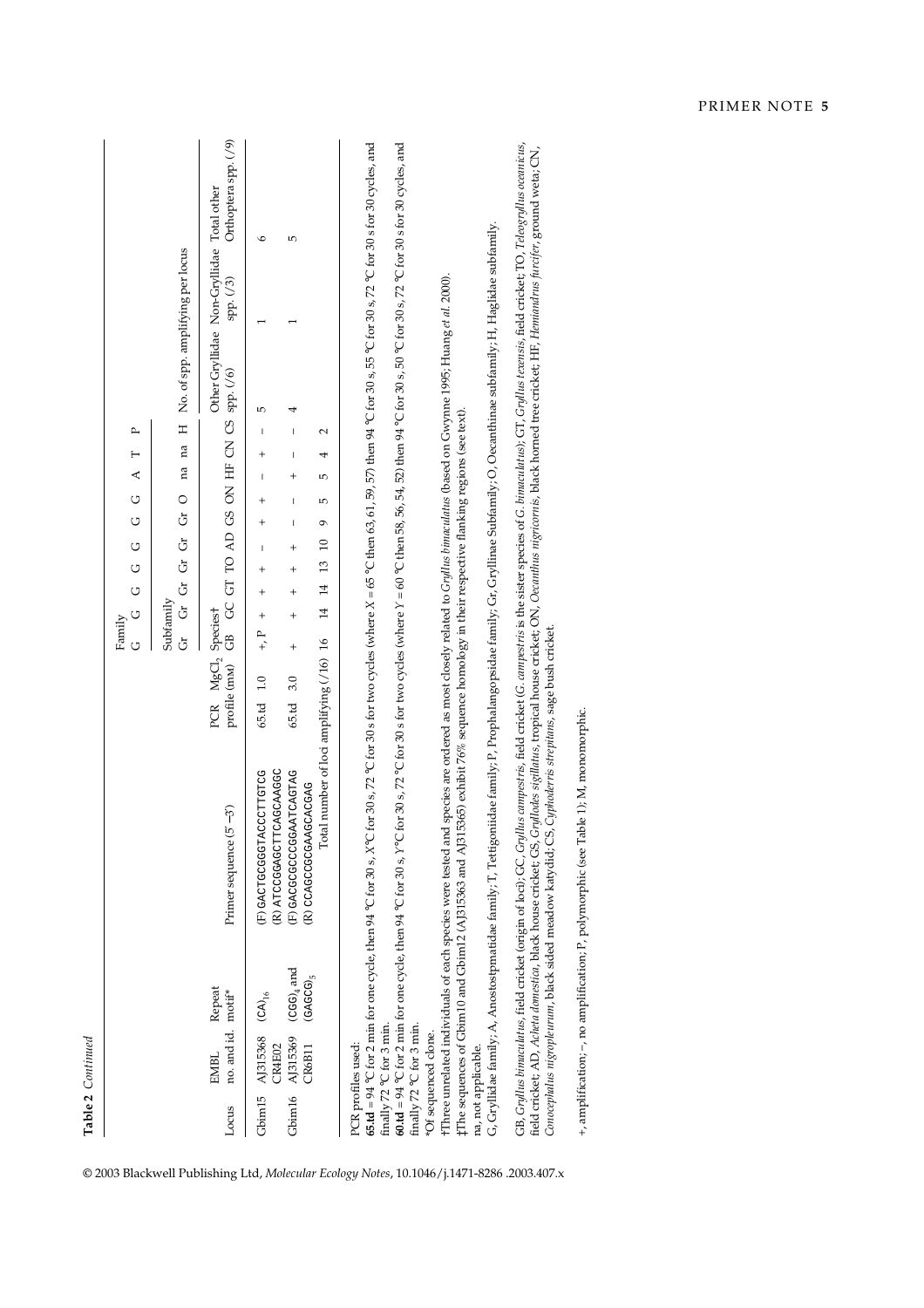**Table 2** *Continued*

| Locus | EMBL no. and id. | Repeat motif* | Primer sequence (5′–3′) | PCR profile | $MgCl_2$ (mM) | GB | GC | GT | TO | AD | GS | ON | HF | CN | CS | Other Gryllidae spp. (/6) | Non-Gryllidae spp. (/3) | Total other Orthoptera spp. (/9) |
|---|---|---|---|---|---|---|---|---|---|---|---|---|---|---|---|---|---|---|
| | | | | | | Family | | | | | | | | | | No. of spp. amplifying per locus | | |
| | | | | | | G | G | G | G | G | G | G | A | T | P | | | |
| | | | | | | Subfamily | | | | | | | | | | | | |
| | | | | | | Gr | Gr | Gr | Gr | Gr | Gr | O | na | na | H | | | |
| | | | | | | Species† | | | | | | | | | | | | |
| Gbim15 | AJ315368 CR4E02 | $(CA)_{16}$ | (F) GACTGCGGGTACCCTTGTCG<br>(R) ATCCGGAGCTTCAGCAAGGC | 65.td | 1.0 | +, P | + | + | – | + | + | – | + | – | 5 | 1 | 6 | |
| Gbim16 | AJ315369 CR6B11 | $(CGG)_4$ and $(GAGCG)_5$ | (F) GACGCGCCCGGAATCAGTAG<br>(R) CCAGCCGCGAAGCACGAG | 65.td | 3.0 | + | + | + | + | – | – | + | – | – | 4 | 1 | 5 | |
| | | | Total number of loci amplifying (/16) | | | 16 | 14 | 14 | 13 | 10 | 9 | 5 | 5 | 4 | 2 | | | |

PCR profiles used:

**65.td** = 94 °C for 2 min for one cycle, then 94 °C for 30 s, X°C for 30 s, 72 °C for 30 s for two cycles (where X = 65 °C then 63, 61, 59, 57) then 94 °C for 30 s, 55 °C for 30 s, 72 °C for 30 s for 30 cycles, and finally 72 °C for 3 min.

**60.td** = 94 °C for 2 min for one cycle, then 94 °C for 30 s, Y°C for 30 s, 72 °C for 30 s for two cycles (where Y = 60 °C then 58, 56, 54, 52) then 94 °C for 30 s, 50 °C for 30 s, 72 °C for 30 s for 30 cycles, and finally 72 °C for 3 min.

*Of sequenced clone.

†Three unrelated individuals of each species were tested and species are ordered as most closely related to *Gryllus bimaculatus* (based on Gwynne 1995; Huang *et al.* 2000).

‡The sequences of Gbim10 and Gbim12 (AJ315363 and AJ315365) exhibit 76% sequence homology in their respective flanking regions (see text).

na, not applicable.

G, Gryllidae family; A, Anostostomatidae family; T, Tettigoniidae family; P, Prophalangopsidae family; Gr, Gryllinae Subfamily; O, Oecanthinae subfamily; H, Haglidae subfamily.

GB, *Gryllus bimaculatus*, field cricket (origin of loci); GC, *Gryllus campestris*, field cricket (*G. campestris* is the sister species of *G. bimaculatus*); GT, *Gryllus texensis*, field cricket; TO, *Teleogryllus oceanicus*, field cricket; AD, *Acheta domestica*, black house cricket; GS, *Gryllodes sigillatus*, tropical house cricket; ON, *Oecanthus nigricornis*, black horned tree cricket; HF, *Hemiandrus furcifer*, ground weta; CN, *Conocephalus nigropleurum*, black sided meadow katydid; CS, *Cyphoderris strepitans*, sage bush cricket.

+, amplification; –, no amplification; P, polymorphic (see Table 1); M, monomorphic.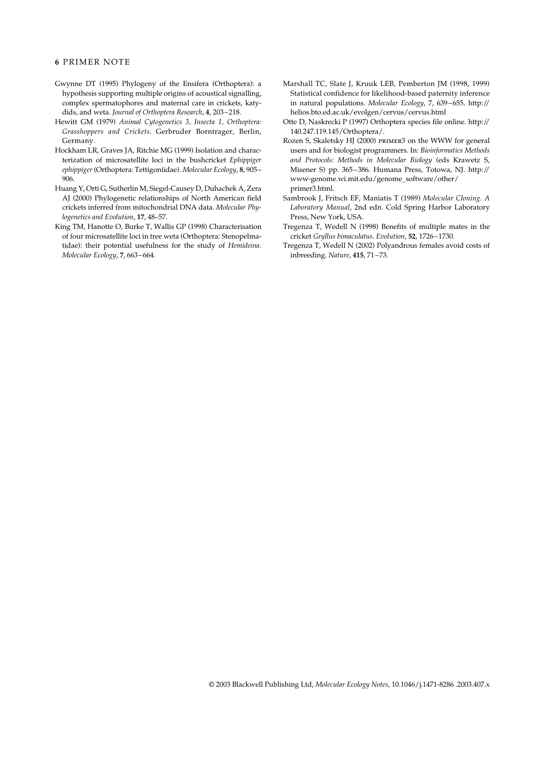Gwynne DT (1995) Phylogeny of the Ensifera (Orthoptera): a hypothesis supporting multiple origins of acoustical signalling, complex spermatophores and maternal care in crickets, katydids, and weta. *Journal of Orthoptera Research*, **4**, 203–218.

Hewitt GM (1979) *Animal Cytogenetics 3, Insecta 1, Orthoptera: Grasshoppers and Crickets*. Gerbruder Borntrager, Berlin, Germany.

Hockham LR, Graves JA, Ritchie MG (1999) Isolation and characterization of microsatellite loci in the bushcricket *Ephippiger ephippiger* (Orthoptera: Tettigoniidae). *Molecular Ecology*, **8**, 905–906.

Huang Y, Orti G, Sutherlin M, Siegel-Causey D, Duhachek A, Zera AJ (2000) Phylogenetic relationships of North American field crickets inferred from mitochondrial DNA data. *Molecular Phylogenetics and Evolution*, **17**, 48–57.

King TM, Hanotte O, Burke T, Wallis GP (1998) Characterisation of four microsatellite loci in tree weta (Orthoptera: Stenopelmatidae): their potential usefulness for the study of *Hemideina*. *Molecular Ecology*, **7**, 663–664.

Marshall TC, Slate J, Kruuk LEB, Pemberton JM (1998, 1999) Statistical confidence for likelihood-based paternity inference in natural populations. *Molecular Ecology*, 7, 639–655. http://helios.bto.ed.ac.uk/evolgen/cervus/cervus.html

Otte D, Naskrecki P (1997) Orthoptera species file online. http://140.247.119.145/Orthoptera/.

Rozen S, Skaletsky HJ (2000) PRIMER3 on the WWW for general users and for biologist programmers. In: *Bioinformatics Methods and Protocols: Methods in Molecular Biology* (eds Krawetz S, Misener S) pp. 365–386. Humana Press, Totowa, NJ. http://www-genome.wi.mit.edu/genome_software/other/primer3.html.

Sambrook J, Fritsch EF, Maniatis T (1989) *Molecular Cloning. A Laboratory Manual*, 2nd edn. Cold Spring Harbor Laboratory Press, New York, USA.

Tregenza T, Wedell N (1998) Benefits of multiple mates in the cricket *Gryllus bimaculatus*. *Evolution*, **52**, 1726–1730.

Tregenza T, Wedell N (2002) Polyandrous females avoid costs of inbreeding. *Nature*, **415**, 71–73.